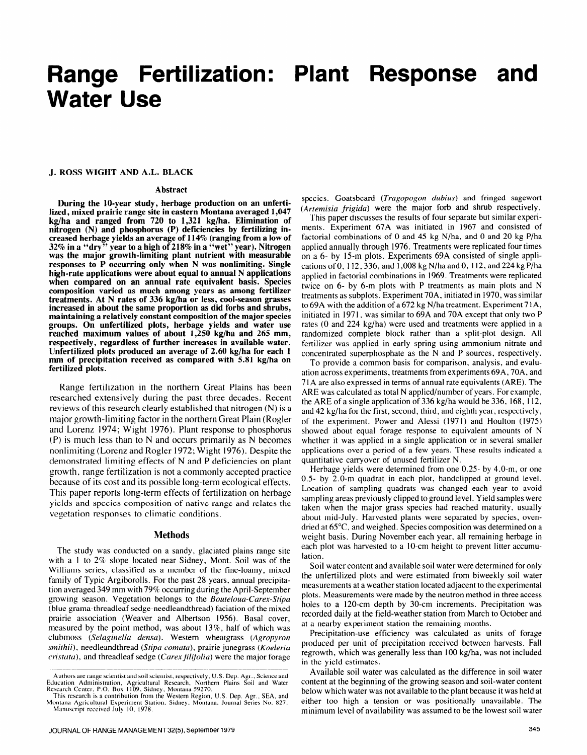# Range Fertilization: Plant Response and Water Use

**J. ROSS WIGHT AND A.L. BLACK**

## Abstract

**During the 10-year study, herbage production on an unfertilized, mixed prairie range site in eastern Montana averaged 1,047 kg/ha and ranged from 720 to 1,321 kg/ha. Elimination of nitrogen (N) and phosphorus (P) deficiencies by fertilizing increased herbage yields an average of 114% (ranging from a low of 32% in a "dry" year to a high of 218% in a "wet" year). Nitrogen was the major growth-limiting plant nutrient with measurable responses to P occurring only when N was nonlimiting. Single high-rate applications were about equal to annual N applications when compared on an annual rate equivalent basis. Species composition varied as much among years as among fertilizer treatments. At N rates of 336 kg/ha or less, cool-season grasses increased in about the same proportion as did forbs and shrubs, maintaining a relatively constant composition of the major species groups. On unfertilized plots, herbage yields and water use reached maximum values of about 1,250 kg/ha and 265 mm, respectively, regardless of further increases in available water. Unfertilized plots produced an average of 2.60 kg/ha for each 1 mm of precipitation received as compared with 5.81 kg/ha on fertilized plots.**

Range fertilization in the northern Great Plains has been researched extensively during the past three decades. Recent reviews of this research clearly established that nitrogen (N) is a major growth-limiting factor in the northern Great Plain (Rogler and Lorenz 1974; Wight 1976). Plant response to phosphorus (P) is much less than to N and occurs primarily as N becomes nonlimiting (Lorenz and Rogler 1972; Wight 1976). Despite the demonstrated limiting effects of N and P deficiencies on plant growth, range fertilization is not a commonly accepted practice because of its cost and its possible long-term ecological effects. This paper reports long-term effects of fertilization on herbage yields and species composition of native range and relates the vegetation responses to climatic conditions.

## Methods

The study was conducted on a sandy, glaciated plains range site with a 1 to 2% slope located near Sidney, Mont. Soil was of the Williams series, classified as a member of the fine-loamy, mixed family of Typic Argiborolls. For the past 28 years, annual precipitation averaged 349 mm with 79% occurring during the April-September growing season. Vegetation belongs to the *Bouteloua-Carex-Stipa* (blue grama-threadleaf sedge-needleandthread) faciation of the mixed prairie association (Weaver and Albertson 1956). Basal cover, measured by the point method, was about 13%, half of which was clubmoss (*Selaginella densa*). Western wheatgrass (*Agropyron smithii*), needleandthread (*Stipa comata*), prairie junegrass (*Koeleria cristata*), and threadleaf sedge (*Carex filifolia*) were the major forage species. Goatsbeard (*Tragopogon dubius*) and fringed sagewort (*Artemisia frigida*) were the major forb and shrub respectively.

This paper discusses the results of four separate but similar experiments. Experiment 67A was initiated in 1967 and consisted of factorial combinations of 0 and 45 kg N/ha, and 0 and 20 kg P/ha applied annually through 1976. Treatments were replicated four times on a 6- by 15-m plots. Experiments 69A consisted of single applications of 0, 112, 336, and 1,008 kg N/ha and 0, 112, and 224 kg P/ha applied in factorial combinations in 1969. Treatments were replicated twice on 6- by 6-m plots with P treatments as main plots and N treatments as subplots. Experiment 70A, initiated in 1970, was similar to 69A with the addition of a 672 kg N/ha treatment. Experiment 71A, initiated in 1971, was similar to 69A and 70A except that only two P rates (0 and 224 kg/ha) were used and treatments were applied in a randomized complete block rather than a split-plot design. All fertilizer was applied in early spring using ammonium nitrate and concentrated superphosphate as the N and P sources, respectively.

To provide a common basis for comparison, analysis, and evaluation across experiments, treatments from experiments 69A, 70A, and 71A are also expressed in terms of annual rate equivalents (ARE). The ARE was calculated as total N applied/number of years. For example, the ARE of a single application of 336 kg/ha would be 336, 168, 112, and 42 kg/ha for the first, second, third, and eighth year, respectively, of the experiment. Power and Alessi (1971) and Houlton (1975) showed about equal forage response to equivalent amounts of N whether it was applied in a single application or in several smaller applications over a period of a few years. These results indicated a quantitative carryover of unused fertilizer N.

Herbage yields were determined from one 0.25- by 4.0-m, or one 0.5- by 2.0-m quadrat in each plot, handclipped at ground level. Location of sampling quadrats was changed each year to avoid sampling areas previously clipped to ground level. Yield samples were taken when the major grass species had reached maturity, usually about mid-July. Harvested plants were separated by species, oven-dried at 65°C, and weighed. Species composition was determined on a weight basis. During November each year, all remaining herbage in each plot was harvested to a 10-cm height to prevent litter accumulation.

Soil water content and available soil water were determined for only the unfertilized plots and were estimated from biweekly soil water measurements at a weather station located adjacent to the experimental plots. Measurements were made by the neutron method in three access holes to a 120-cm depth by 30-cm increments. Precipitation was recorded daily at the field-weather station from March to October and at a nearby experiment station the remaining months.

Precipitation-use efficiency was calculated as units of forage produced per unit of precipitation received between harvests. Fall regrowth, which was generally less than 100 kg/ha, was not included in the yield estimates.

Available soil water was calculated as the difference in soil water content at the beginning of the growing season and soil-water content below which water was not available to the plant because it was held at either too high a tension or was positionally unavailable. The minimum level of availability was assumed to be the lowest soil water

Authors are range scientist and soil scientist, respectively, U.S. Dep. Agr., Science and Education Administration, Agricultural Research, Northern Plains Soil and Water Research Center, P.O. Box 1109, Sidney, Montana 59270.

This research is a contribution from the Western Region, U.S. Dep. Agr., SEA, and Montana Agricultural Experiment Station, Sidney, Montana, Journal Series No. 827.

Manuscript received July 10, 1978.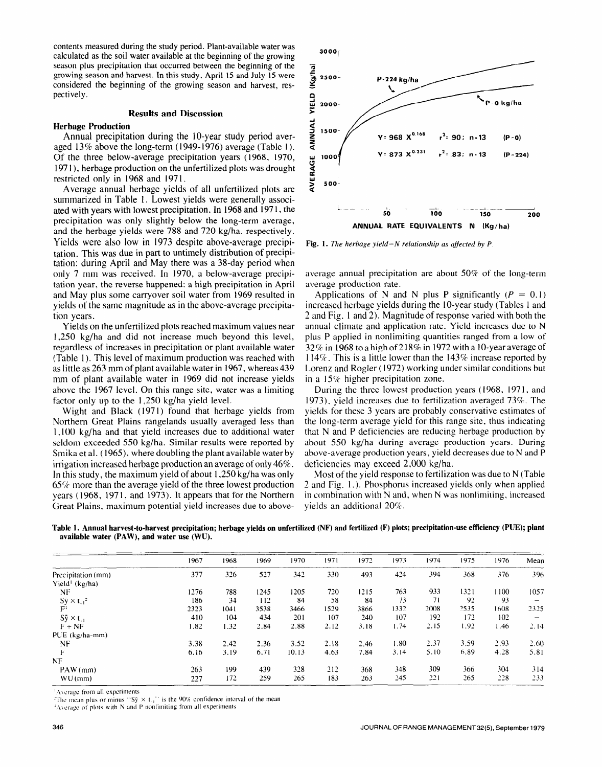contents measured during the study period. Plant-available water was calculated as the soil water available at the beginning of the growing season plus precipitation that occurred between the beginning of the growing season and harvest. In this study, April 15 and July 15 were considered the beginning of the growing season and harvest, respectively.

## Results and Discussion

### Herbage Production

Annual precipitation during the 10-year study period averaged 13% above the long-term (1949-1976) average (Table 1). Of the three below-average precipitation years (1968, 1970, 1971), herbage production on the unfertilized plots was drought restricted only in 1968 and 1971.

Average annual herbage yields of all unfertilized plots are summarized in Table 1. Lowest yields were generally associated with years with lowest precipitation. In 1968 and 1971, the precipitation was only slightly below the long-term average, and the herbage yields were 788 and 720 kg/ha, respectively. Yields were also low in 1973 despite above-average precipitation. This was due in part to untimely distribution of precipitation: during April and May there was a 38-day period when only 7 mm was received. In 1970, a below-average precipitation year, the reverse happened: a high precipitation in April and May plus some carryover soil water from 1969 resulted in yields of the same magnitude as in the above-average precipitation years.

Yields on the unfertilized plots reached maximum values near 1,250 kg/ha and did not increase much beyond this level, regardless of increases in precipitation or plant available water (Table 1). This level of maximum production was reached with as little as 263 mm of plant available water in 1967, whereas 439 mm of plant available water in 1969 did not increase yields above the 1967 level. On this range site, water was a limiting factor only up to the 1,250 kg/ha yield level.

Wight and Black (1971) found that herbage yields from Northern Great Plains rangelands usually averaged less than 1,100 kg/ha and that yield increases due to additional water seldom exceeded 550 kg/ha. Similar results were reported by Smika et al. (1965), where doubling the plant available water by irrigation increased herbage production an average of only 46%. In this study, the maximum yield of about 1,250 kg/ha was only 65% more than the average yield of the three lowest production years (1968, 1971, and 1973). It appears that for the Northern Great Plains, maximum potential yield increases due to above-average annual precipitation are about 50% of the long-term average production rate.

Applications of N and N plus P significantly ($P = 0.1$) increased herbage yields during the 10-year study (Tables 1 and 2 and Fig. 1 and 2). Magnitude of response varied with both the annual climate and application rate. Yield increases due to N plus P applied in nonlimiting quantities ranged from a low of 32% in 1968 to a high of 218% in 1972 with a 10-year average of 114%. This is a little lower than the 143% increase reported by Lorenz and Rogler (1972) working under similar conditions but in a 15% higher precipitation zone.

During the three lowest production years (1968, 1971, and 1973), yield increases due to fertilization averaged 73%. The yields for these 3 years are probably conservative estimates of the long-term average yield for this range site, thus indicating that N and P deficiencies are reducing herbage production by about 550 kg/ha during average production years. During above-average production years, yield decreases due to N and P deficiencies may exceed 2,000 kg/ha.

Most of the yield response to fertilization was due to N (Table 2 and Fig. 1.). Phosphorus increased yields only when applied in combination with N and, when N was nonlimiting, increased yields an additional 20%.

Fig. 1. *The herbage yield–N relationship as affected by P.*

**Table 1. Annual harvest-to-harvest precipitation; herbage yields on unfertilized (NF) and fertilized (F) plots; precipitation-use efficiency (PUE); plant available water (PAW), and water use (WU).**

| | 1967 | 1968 | 1969 | 1970 | 1971 | 1972 | 1973 | 1974 | 1975 | 1976 | Mean |
|---|---|---|---|---|---|---|---|---|---|---|---|
| Precipitation (mm) | 377 | 326 | 527 | 342 | 330 | 493 | 424 | 394 | 368 | 376 | 396 |
| Yield[1] (kg/ha) | | | | | | | | | | | |
| NF | 1276 | 788 | 1245 | 1205 | 720 | 1215 | 763 | 933 | 1321 | 1100 | 1057 |
| $S\bar{y} \times t_{.1}$[2] | 186 | 34 | 112 | 84 | 58 | 84 | 73 | 71 | 92 | 93 | – |
| F[3] | 2323 | 1041 | 3538 | 3466 | 1529 | 3866 | 1332 | 2008 | 2535 | 1608 | 2325 |
| $S\bar{y} \times t_{.1}$ | 410 | 104 | 434 | 201 | 107 | 240 | 107 | 192 | 172 | 102 | – |
| F ÷ NF | 1.82 | 1.32 | 2.84 | 2.88 | 2.12 | 3.18 | 1.74 | 2.15 | 1.92 | 1.46 | 2.14 |
| PUE (kg/ha-mm) | | | | | | | | | | | |
| NF | 3.38 | 2.42 | 2.36 | 3.52 | 2.18 | 2.46 | 1.80 | 2.37 | 3.59 | 2.93 | 2.60 |
| F | 6.16 | 3.19 | 6.71 | 10.13 | 4.63 | 7.84 | 3.14 | 5.10 | 6.89 | 4.28 | 5.81 |
| NF | | | | | | | | | | | |
| PAW (mm) | 263 | 199 | 439 | 328 | 212 | 368 | 348 | 309 | 366 | 304 | 314 |
| WU (mm) | 227 | 172 | 259 | 265 | 183 | 263 | 245 | 221 | 265 | 228 | 233 |

[1] Average from all experiments

[2] The mean plus or minus "$S\bar{y} \times t_{.1}$" is the 90% confidence interval of the mean

[3] Average of plots with N and P nonlimiting from all experiments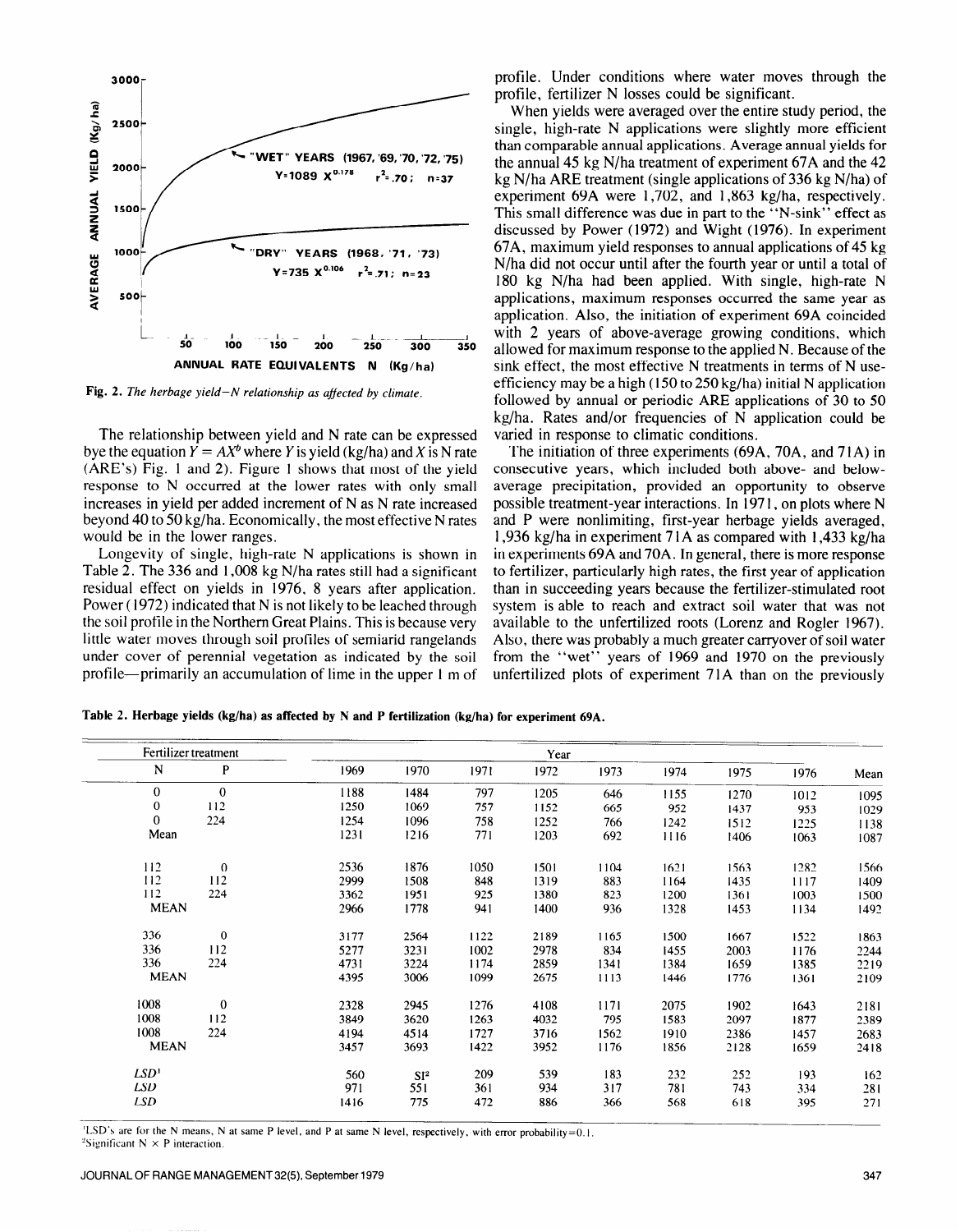Fig. 2. *The herbage yield–N relationship as affected by climate.*

The relationship between yield and N rate can be expressed bye the equation $Y = AX^b$ where $Y$ is yield (kg/ha) and $X$ is N rate (ARE's) Fig. 1 and 2). Figure 1 shows that most of the yield response to N occurred at the lower rates with only small increases in yield per added increment of N as N rate increased beyond 40 to 50 kg/ha. Economically, the most effective N rates would be in the lower ranges.

Longevity of single, high-rate N applications is shown in Table 2. The 336 and 1,008 kg N/ha rates still had a significant residual effect on yields in 1976, 8 years after application. Power (1972) indicated that N is not likely to be leached through the soil profile in the Northern Great Plains. This is because very little water moves through soil profiles of semiarid rangelands under cover of perennial vegetation as indicated by the soil profile—primarily an accumulation of lime in the upper 1 m of profile. Under conditions where water moves through the profile, fertilizer N losses could be significant.

When yields were averaged over the entire study period, the single, high-rate N applications were slightly more efficient than comparable annual applications. Average annual yields for the annual 45 kg N/ha treatment of experiment 67A and the 42 kg N/ha ARE treatment (single applications of 336 kg N/ha) of experiment 69A were 1,702, and 1,863 kg/ha, respectively. This small difference was due in part to the "N-sink" effect as discussed by Power (1972) and Wight (1976). In experiment 67A, maximum yield responses to annual applications of 45 kg N/ha did not occur until after the fourth year or until a total of 180 kg N/ha had been applied. With single, high-rate N applications, maximum responses occurred the same year as application. Also, the initiation of experiment 69A coincided with 2 years of above-average growing conditions, which allowed for maximum response to the applied N. Because of the sink effect, the most effective N treatments in terms of N use-efficiency may be a high (150 to 250 kg/ha) initial N application followed by annual or periodic ARE applications of 30 to 50 kg/ha. Rates and/or frequencies of N application could be varied in response to climatic conditions.

The initiation of three experiments (69A, 70A, and 71A) in consecutive years, which included both above- and below-average precipitation, provided an opportunity to observe possible treatment-year interactions. In 1971, on plots where N and P were nonlimiting, first-year herbage yields averaged, 1,936 kg/ha in experiment 71A as compared with 1,433 kg/ha in experiments 69A and 70A. In general, there is more response to fertilizer, particularly high rates, the first year of application than in succeeding years because the fertilizer-stimulated root system is able to reach and extract soil water that was not available to the unfertilized roots (Lorenz and Rogler 1967). Also, there was probably a much greater carryover of soil water from the "wet" years of 1969 and 1970 on the previously unfertilized plots of experiment 71A than on the previously

**Table 2. Herbage yields (kg/ha) as affected by N and P fertilization (kg/ha) for experiment 69A.**

| Fertilizer treatment | | Year | | | | | | | | |
|---|---|---|---|---|---|---|---|---|---|---|
| N | P | 1969 | 1970 | 1971 | 1972 | 1973 | 1974 | 1975 | 1976 | Mean |
| 0 | 0 | 1188 | 1484 | 797 | 1205 | 646 | 1155 | 1270 | 1012 | 1095 |
| 0 | 112 | 1250 | 1069 | 757 | 1152 | 665 | 952 | 1437 | 953 | 1029 |
| 0 | 224 | 1254 | 1096 | 758 | 1252 | 766 | 1242 | 1512 | 1225 | 1138 |
| Mean | | 1231 | 1216 | 771 | 1203 | 692 | 1116 | 1406 | 1063 | 1087 |
| 112 | 0 | 2536 | 1876 | 1050 | 1501 | 1104 | 1621 | 1563 | 1282 | 1566 |
| 112 | 112 | 2999 | 1508 | 848 | 1319 | 883 | 1164 | 1435 | 1117 | 1409 |
| 112 | 224 | 3362 | 1951 | 925 | 1380 | 823 | 1200 | 1361 | 1003 | 1500 |
| MEAN | | 2966 | 1778 | 941 | 1400 | 936 | 1328 | 1453 | 1134 | 1492 |
| 336 | 0 | 3177 | 2564 | 1122 | 2189 | 1165 | 1500 | 1667 | 1522 | 1863 |
| 336 | 112 | 5277 | 3231 | 1002 | 2978 | 834 | 1455 | 2003 | 1176 | 2244 |
| 336 | 224 | 4731 | 3224 | 1174 | 2859 | 1341 | 1384 | 1659 | 1385 | 2219 |
| MEAN | | 4395 | 3006 | 1099 | 2675 | 1113 | 1446 | 1776 | 1361 | 2109 |
| 1008 | 0 | 2328 | 2945 | 1276 | 4108 | 1171 | 2075 | 1902 | 1643 | 2181 |
| 1008 | 112 | 3849 | 3620 | 1263 | 4032 | 795 | 1583 | 2097 | 1877 | 2389 |
| 1008 | 224 | 4194 | 4514 | 1727 | 3716 | 1562 | 1910 | 2386 | 1457 | 2683 |
| MEAN | | 3457 | 3693 | 1422 | 3952 | 1176 | 1856 | 2128 | 1659 | 2418 |
| *LSD*[1] | | 560 | SI[2] | 209 | 539 | 183 | 232 | 252 | 193 | 162 |
| *LSD* | | 971 | 551 | 361 | 934 | 317 | 781 | 743 | 334 | 281 |
| *LSD* | | 1416 | 775 | 472 | 886 | 366 | 568 | 618 | 395 | 271 |

[1]LSD's are for the N means, N at same P level, and P at same N level, respectively, with error probability=0.1.
[2]Significant N × P interaction.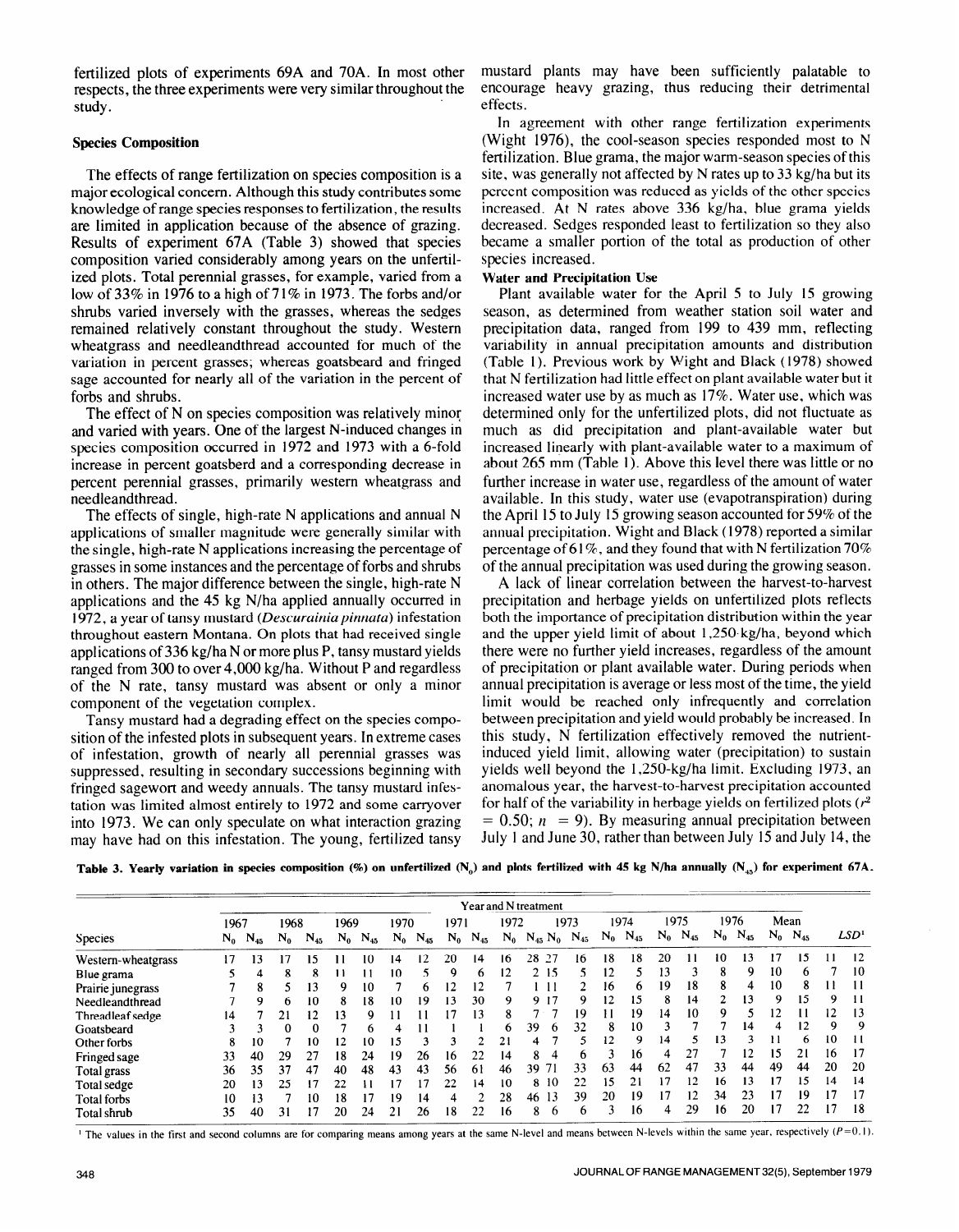fertilized plots of experiments 69A and 70A. In most other respects, the three experiments were very similar throughout the study.

### Species Composition

The effects of range fertilization on species composition is a major ecological concern. Although this study contributes some knowledge of range species responses to fertilization, the results are limited in application because of the absence of grazing. Results of experiment 67A (Table 3) showed that species composition varied considerably among years on the unfertilized plots. Total perennial grasses, for example, varied from a low of 33% in 1976 to a high of 71% in 1973. The forbs and/or shrubs varied inversely with the grasses, whereas the sedges remained relatively constant throughout the study. Western wheatgrass and needleandthread accounted for much of the variation in percent grasses; whereas goatsbeard and fringed sage accounted for nearly all of the variation in the percent of forbs and shrubs.

The effect of N on species composition was relatively minor and varied with years. One of the largest N-induced changes in species composition occurred in 1972 and 1973 with a 6-fold increase in percent goatsberd and a corresponding decrease in percent perennial grasses, primarily western wheatgrass and needleandthread.

The effects of single, high-rate N applications and annual N applications of smaller magnitude were generally similar with the single, high-rate N applications increasing the percentage of grasses in some instances and the percentage of forbs and shrubs in others. The major difference between the single, high-rate N applications and the 45 kg N/ha applied annually occurred in 1972, a year of tansy mustard (*Descurainia pinnata*) infestation throughout eastern Montana. On plots that had received single applications of 336 kg/ha N or more plus P, tansy mustard yields ranged from 300 to over 4,000 kg/ha. Without P and regardless of the N rate, tansy mustard was absent or only a minor component of the vegetation complex.

Tansy mustard had a degrading effect on the species composition of the infested plots in subsequent years. In extreme cases of infestation, growth of nearly all perennial grasses was suppressed, resulting in secondary successions beginning with fringed sagewort and weedy annuals. The tansy mustard infestation was limited almost entirely to 1972 and some carryover into 1973. We can only speculate on what interaction grazing may have had on this infestation. The young, fertilized tansy mustard plants may have been sufficiently palatable to encourage heavy grazing, thus reducing their detrimental effects.

In agreement with other range fertilization experiments (Wight 1976), the cool-season species responded most to N fertilization. Blue grama, the major warm-season species of this site, was generally not affected by N rates up to 33 kg/ha but its percent composition was reduced as yields of the other species increased. At N rates above 336 kg/ha, blue grama yields decreased. Sedges responded least to fertilization so they also became a smaller portion of the total as production of other species increased.

### Water and Precipitation Use

Plant available water for the April 5 to July 15 growing season, as determined from weather station soil water and precipitation data, ranged from 199 to 439 mm, reflecting variability in annual precipitation amounts and distribution (Table 1). Previous work by Wight and Black (1978) showed that N fertilization had little effect on plant available water but it increased water use by as much as 17%. Water use, which was determined only for the unfertilized plots, did not fluctuate as much as did precipitation and plant-available water but increased linearly with plant-available water to a maximum of about 265 mm (Table 1). Above this level there was little or no further increase in water use, regardless of the amount of water available. In this study, water use (evapotranspiration) during the April 15 to July 15 growing season accounted for 59% of the annual precipitation. Wight and Black (1978) reported a similar percentage of 61%, and they found that with N fertilization 70% of the annual precipitation was used during the growing season.

A lack of linear correlation between the harvest-to-harvest precipitation and herbage yields on unfertilized plots reflects both the importance of precipitation distribution within the year and the upper yield limit of about 1,250 kg/ha, beyond which there were no further yield increases, regardless of the amount of precipitation or plant available water. During periods when annual precipitation is average or less most of the time, the yield limit would be reached only infrequently and correlation between precipitation and yield would probably be increased. In this study, N fertilization effectively removed the nutrient-induced yield limit, allowing water (precipitation) to sustain yields well beyond the 1,250-kg/ha limit. Excluding 1973, an anomalous year, the harvest-to-harvest precipitation accounted for half of the variability in herbage yields on fertilized plots ($r^2 = 0.50$; $n = 9$). By measuring annual precipitation between July 1 and June 30, rather than between July 15 and July 14, the

**Table 3. Yearly variation in species composition (%) on unfertilized ($N_0$) and plots fertilized with 45 kg N/ha annually ($N_{45}$) for experiment 67A.**

| | Year and N treatment | | | | | | | | | | | | | | | | | | | | | | | |
|---|---|---|---|---|---|---|---|---|---|---|---|---|---|---|---|---|---|---|---|---|---|---|---|---|
| | 1967 | | 1968 | | 1969 | | 1970 | | 1971 | | 1972 | | 1973 | | 1974 | | 1975 | | 1976 | | Mean | | | |
| Species | $N_0$ | $N_{45}$ | $N_0$ | $N_{45}$ | $N_0$ | $N_{45}$ | $N_0$ | $N_{45}$ | $N_0$ | $N_{45}$ | $N_0$ | $N_{45}$ | $N_0$ | $N_{45}$ | $N_0$ | $N_{45}$ | $N_0$ | $N_{45}$ | $N_0$ | $N_{45}$ | $N_0$ | $N_{45}$ | *LSD*[1] | |
| Western-wheatgrass | 17 | 13 | 17 | 15 | 11 | 10 | 14 | 12 | 20 | 14 | 16 | 28 | 27 | 16 | 18 | 18 | 20 | 11 | 10 | 13 | 17 | 15 | 11 | 12 |
| Blue grama | 5 | 4 | 8 | 8 | 11 | 11 | 10 | 5 | 9 | 6 | 12 | 2 | 15 | 5 | 12 | 5 | 13 | 3 | 8 | 9 | 10 | 6 | 7 | 10 |
| Prairie junegrass | 7 | 8 | 5 | 13 | 9 | 10 | 7 | 6 | 12 | 12 | 7 | 1 | 11 | 2 | 16 | 6 | 19 | 18 | 8 | 4 | 10 | 8 | 11 | 11 |
| Needleandthread | 7 | 9 | 6 | 10 | 8 | 18 | 10 | 19 | 13 | 30 | 9 | 9 | 17 | 9 | 12 | 15 | 8 | 14 | 2 | 13 | 9 | 15 | 9 | 11 |
| Threadleaf sedge | 14 | 7 | 21 | 12 | 13 | 9 | 11 | 11 | 17 | 13 | 8 | 7 | 7 | 19 | 11 | 19 | 14 | 10 | 9 | 5 | 12 | 11 | 12 | 13 |
| Goatsbeard | 3 | 3 | 0 | 0 | 7 | 6 | 4 | 11 | 1 | 1 | 6 | 39 | 6 | 32 | 8 | 10 | 3 | 7 | 7 | 14 | 4 | 12 | 9 | 9 |
| Other forbs | 8 | 10 | 7 | 10 | 12 | 10 | 15 | 3 | 3 | 2 | 21 | 4 | 7 | 5 | 12 | 9 | 14 | 5 | 13 | 3 | 11 | 6 | 10 | 11 |
| Fringed sage | 33 | 40 | 29 | 27 | 18 | 24 | 19 | 26 | 16 | 22 | 14 | 8 | 4 | 6 | 3 | 16 | 4 | 27 | 7 | 12 | 15 | 21 | 16 | 17 |
| Total grass | 36 | 35 | 37 | 47 | 40 | 48 | 43 | 43 | 56 | 61 | 46 | 39 | 71 | 33 | 63 | 44 | 62 | 47 | 33 | 44 | 49 | 44 | 20 | 20 |
| Total sedge | 20 | 13 | 25 | 17 | 22 | 11 | 17 | 17 | 22 | 14 | 10 | 8 | 10 | 22 | 15 | 21 | 17 | 12 | 16 | 13 | 17 | 15 | 14 | 14 |
| Total forbs | 10 | 13 | 7 | 10 | 18 | 17 | 19 | 14 | 4 | 2 | 28 | 46 | 13 | 39 | 20 | 19 | 17 | 12 | 34 | 23 | 17 | 19 | 17 | 17 |
| Total shrub | 35 | 40 | 31 | 17 | 20 | 24 | 21 | 26 | 18 | 22 | 16 | 8 | 6 | 6 | 3 | 16 | 4 | 29 | 16 | 20 | 17 | 22 | 17 | 18 |

[1] The values in the first and second columns are for comparing means among years at the same N-level and means between N-levels within the same year, respectively ($P=0.1$).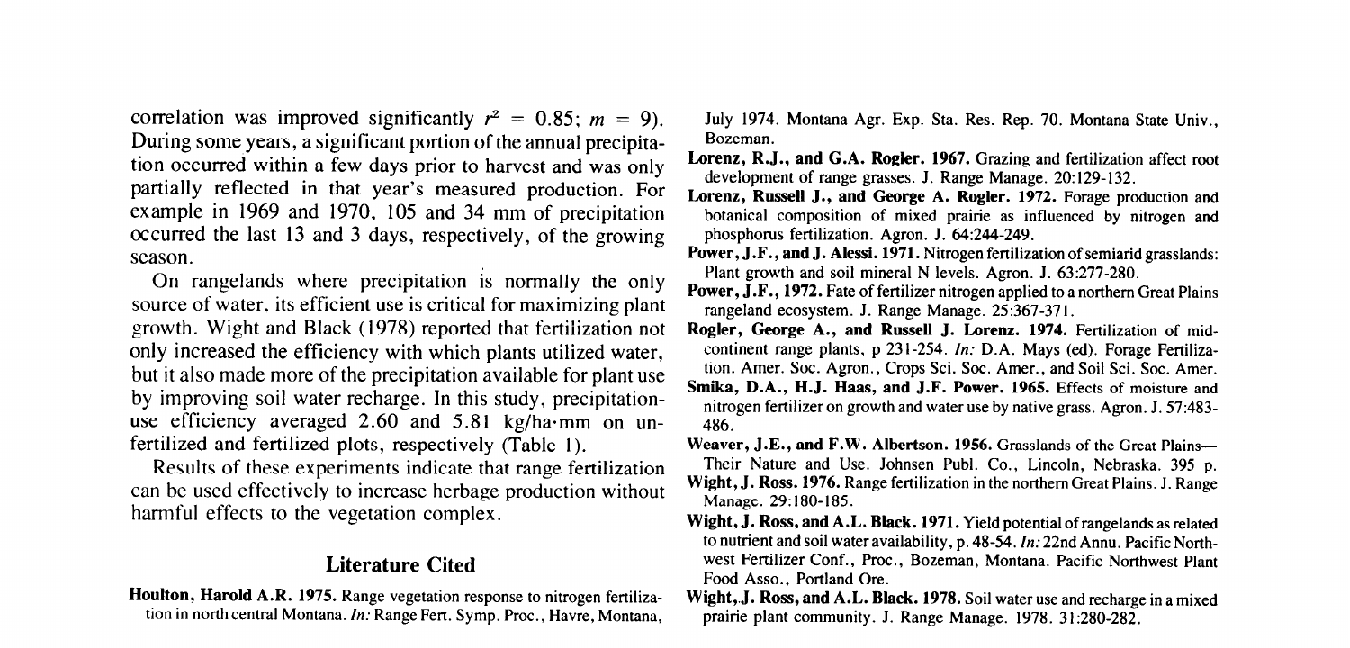correlation was improved significantly $r^2 = 0.85$; $m = 9$). During some years, a significant portion of the annual precipitation occurred within a few days prior to harvest and was only partially reflected in that year's measured production. For example in 1969 and 1970, 105 and 34 mm of precipitation occurred the last 13 and 3 days, respectively, of the growing season.

On rangelands where precipitation is normally the only source of water, its efficient use is critical for maximizing plant growth. Wight and Black (1978) reported that fertilization not only increased the efficiency with which plants utilized water, but it also made more of the precipitation available for plant use by improving soil water recharge. In this study, precipitation-use efficiency averaged 2.60 and 5.81 kg/ha·mm on unfertilized and fertilized plots, respectively (Table 1).

Results of these experiments indicate that range fertilization can be used effectively to increase herbage production without harmful effects to the vegetation complex.

## Literature Cited

**Houlton, Harold A.R. 1975.** Range vegetation response to nitrogen fertilization in north central Montana. *In:* Range Fert. Symp. Proc., Havre, Montana, July 1974. Montana Agr. Exp. Sta. Res. Rep. 70. Montana State Univ., Bozeman.

**Lorenz, R.J., and G.A. Rogler. 1967.** Grazing and fertilization affect root development of range grasses. J. Range Manage. 20:129-132.

**Lorenz, Russell J., and George A. Rogler. 1972.** Forage production and botanical composition of mixed prairie as influenced by nitrogen and phosphorus fertilization. Agron. J. 64:244-249.

**Power, J.F., and J. Alessi. 1971.** Nitrogen fertilization of semiarid grasslands: Plant growth and soil mineral N levels. Agron. J. 63:277-280.

**Power, J.F., 1972.** Fate of fertilizer nitrogen applied to a northern Great Plains rangeland ecosystem. J. Range Manage. 25:367-371.

**Rogler, George A., and Russell J. Lorenz. 1974.** Fertilization of mid-continent range plants, p 231-254. *In:* D.A. Mays (ed). Forage Fertilization. Amer. Soc. Agron., Crops Sci. Soc. Amer., and Soil Sci. Soc. Amer.

**Smika, D.A., H.J. Haas, and J.F. Power. 1965.** Effects of moisture and nitrogen fertilizer on growth and water use by native grass. Agron. J. 57:483-486.

**Weaver, J.E., and F.W. Albertson. 1956.** Grasslands of the Great Plains—Their Nature and Use. Johnsen Publ. Co., Lincoln, Nebraska. 395 p.

**Wight, J. Ross. 1976.** Range fertilization in the northern Great Plains. J. Range Manage. 29:180-185.

**Wight, J. Ross, and A.L. Black. 1971.** Yield potential of rangelands as related to nutrient and soil water availability, p. 48-54. *In:* 22nd Annu. Pacific Northwest Fertilizer Conf., Proc., Bozeman, Montana. Pacific Northwest Plant Food Asso., Portland Ore.

**Wight, J. Ross, and A.L. Black. 1978.** Soil water use and recharge in a mixed prairie plant community. J. Range Manage. 1978. 31:280-282.